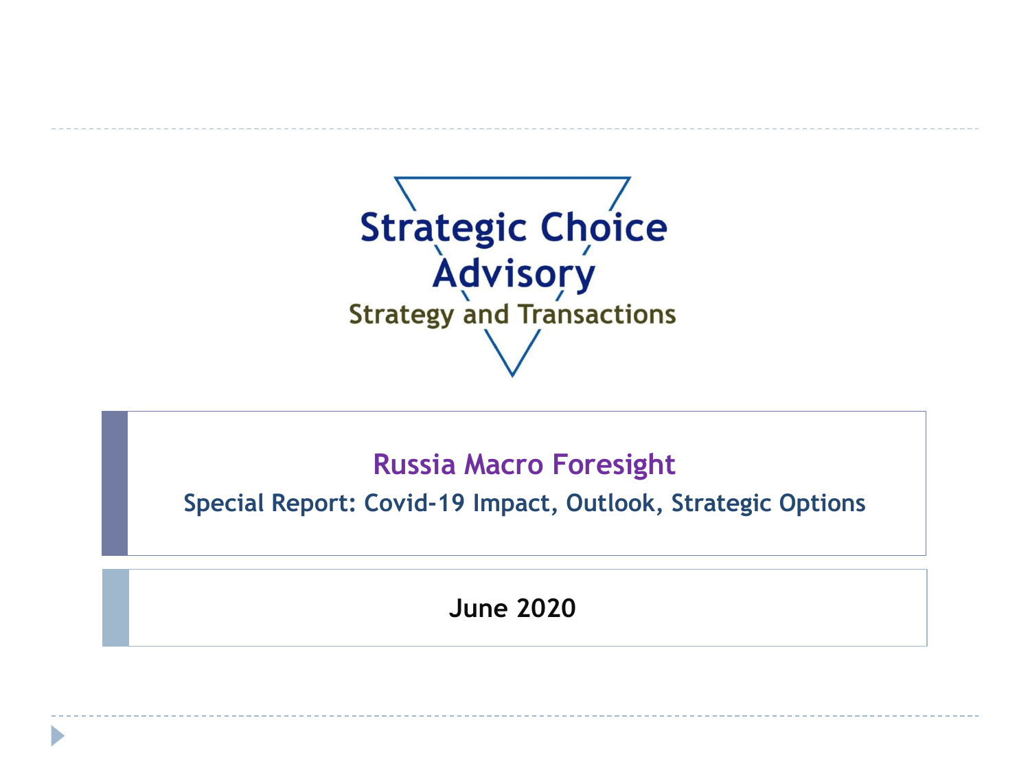Strategic Choice Advisory

Strategy and Transactions

# Russia Macro Foresight

## Special Report: Covid-19 Impact, Outlook, Strategic Options

**June 2020**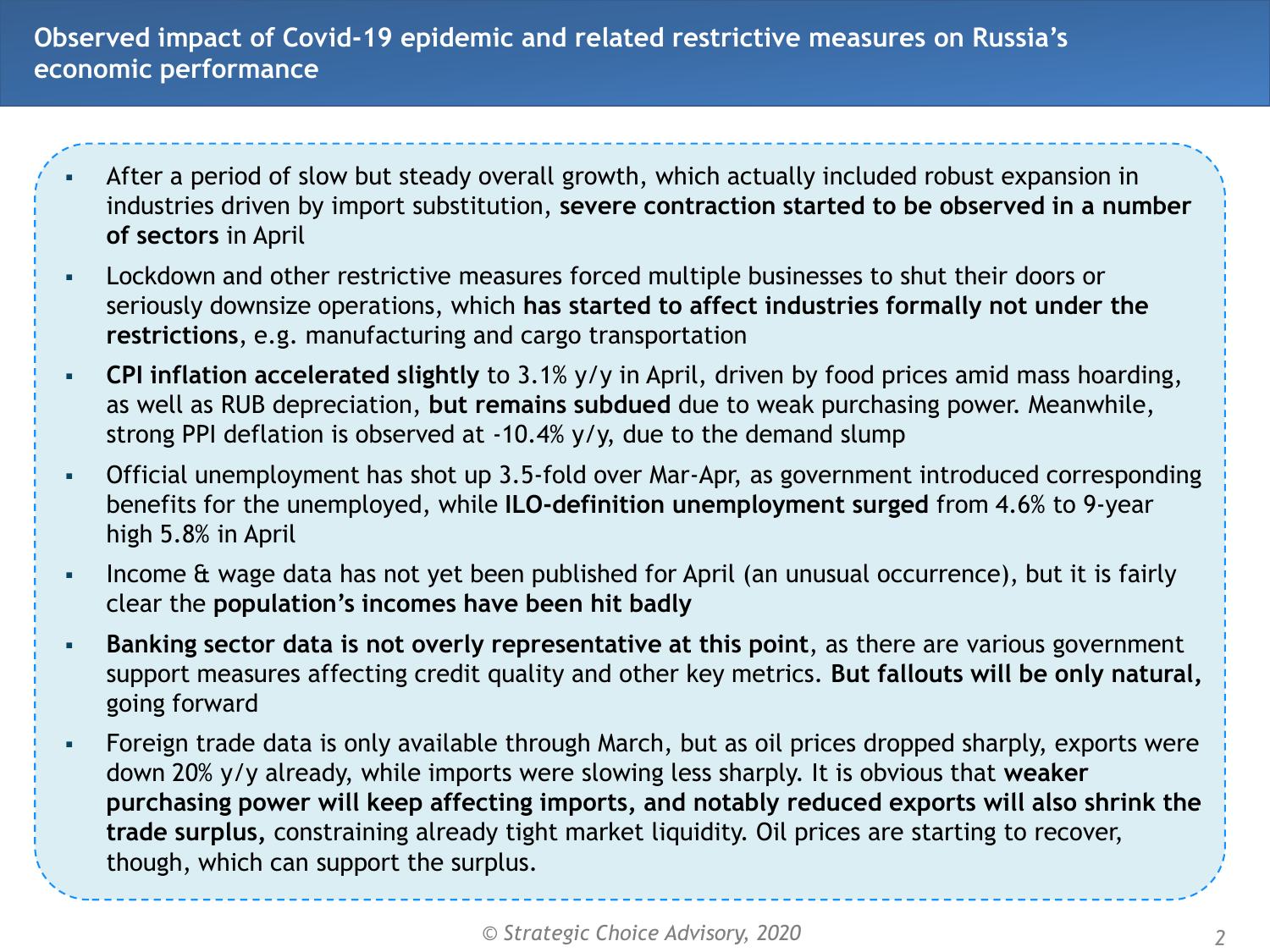# Observed impact of Covid-19 epidemic and related restrictive measures on Russia's economic performance

- After a period of slow but steady overall growth, which actually included robust expansion in industries driven by import substitution, **severe contraction started to be observed in a number of sectors** in April
- Lockdown and other restrictive measures forced multiple businesses to shut their doors or seriously downsize operations, which **has started to affect industries formally not under the restrictions**, e.g. manufacturing and cargo transportation
- **CPI inflation accelerated slightly** to 3.1% y/y in April, driven by food prices amid mass hoarding, as well as RUB depreciation, **but remains subdued** due to weak purchasing power. Meanwhile, strong PPI deflation is observed at -10.4% y/y, due to the demand slump
- Official unemployment has shot up 3.5-fold over Mar-Apr, as government introduced corresponding benefits for the unemployed, while **ILO-definition unemployment surged** from 4.6% to 9-year high 5.8% in April
- Income & wage data has not yet been published for April (an unusual occurrence), but it is fairly clear the **population's incomes have been hit badly**
- **Banking sector data is not overly representative at this point**, as there are various government support measures affecting credit quality and other key metrics. **But fallouts will be only natural,** going forward
- Foreign trade data is only available through March, but as oil prices dropped sharply, exports were down 20% y/y already, while imports were slowing less sharply. It is obvious that **weaker purchasing power will keep affecting imports, and notably reduced exports will also shrink the trade surplus,** constraining already tight market liquidity. Oil prices are starting to recover, though, which can support the surplus.

*© Strategic Choice Advisory, 2020*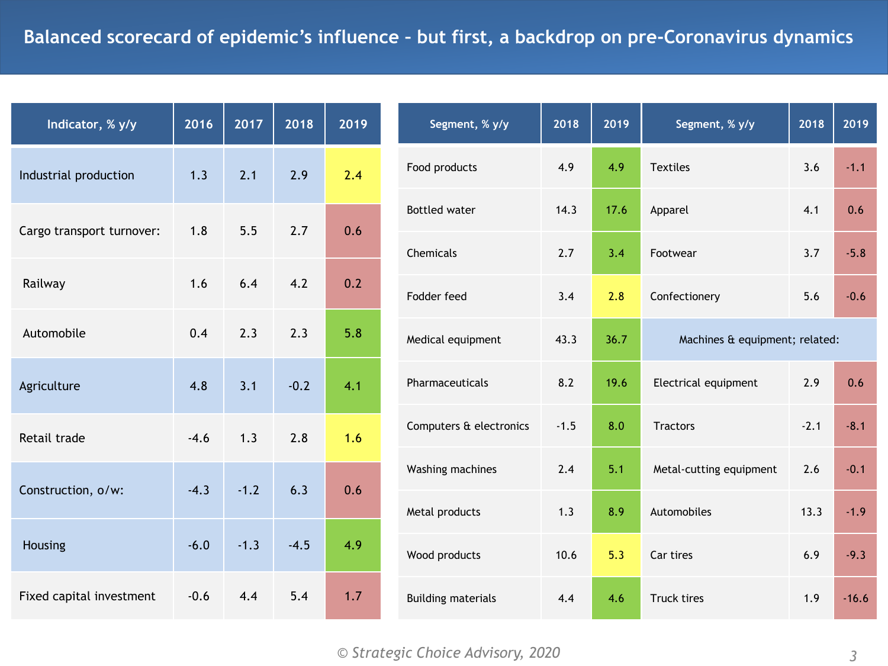# Balanced scorecard of epidemic's influence – but first, a backdrop on pre-Coronavirus dynamics

| Indicator, % y/y | 2016 | 2017 | 2018 | 2019 |
|---|---|---|---|---|
| Industrial production | 1.3 | 2.1 | 2.9 | 2.4 |
| Cargo transport turnover: | 1.8 | 5.5 | 2.7 | 0.6 |
| Railway | 1.6 | 6.4 | 4.2 | 0.2 |
| Automobile | 0.4 | 2.3 | 2.3 | 5.8 |
| Agriculture | 4.8 | 3.1 | -0.2 | 4.1 |
| Retail trade | -4.6 | 1.3 | 2.8 | 1.6 |
| Construction, o/w: | -4.3 | -1.2 | 6.3 | 0.6 |
| Housing | -6.0 | -1.3 | -4.5 | 4.9 |
| Fixed capital investment | -0.6 | 4.4 | 5.4 | 1.7 |

| Segment, % y/y | 2018 | 2019 | Segment, % y/y | 2018 | 2019 |
|---|---|---|---|---|---|
| Food products | 4.9 | 4.9 | Textiles | 3.6 | -1.1 |
| Bottled water | 14.3 | 17.6 | Apparel | 4.1 | 0.6 |
| Chemicals | 2.7 | 3.4 | Footwear | 3.7 | -5.8 |
| Fodder feed | 3.4 | 2.8 | Confectionery | 5.6 | -0.6 |
| Medical equipment | 43.3 | 36.7 | Machines & equipment; related: | | |
| Pharmaceuticals | 8.2 | 19.6 | Electrical equipment | 2.9 | 0.6 |
| Computers & electronics | -1.5 | 8.0 | Tractors | -2.1 | -8.1 |
| Washing machines | 2.4 | 5.1 | Metal-cutting equipment | 2.6 | -0.1 |
| Metal products | 1.3 | 8.9 | Automobiles | 13.3 | -1.9 |
| Wood products | 10.6 | 5.3 | Car tires | 6.9 | -9.3 |
| Building materials | 4.4 | 4.6 | Truck tires | 1.9 | -16.6 |

*© Strategic Choice Advisory, 2020*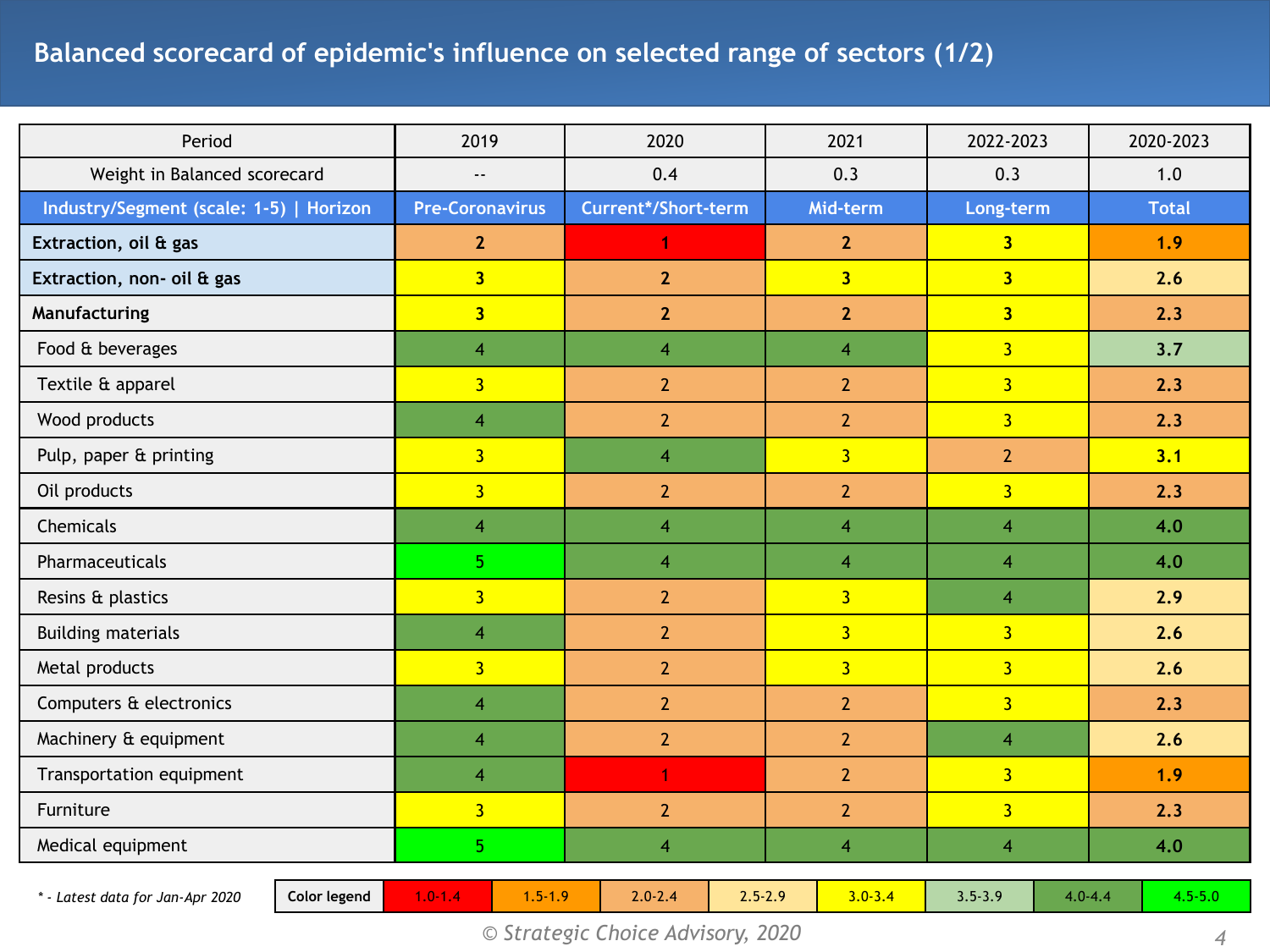# Balanced scorecard of epidemic's influence on selected range of sectors (1/2)

| Period | 2019 | 2020 | 2021 | 2022-2023 | 2020-2023 |
|---|---|---|---|---|---|
| Weight in Balanced scorecard | -- | 0.4 | 0.3 | 0.3 | 1.0 |
| **Industry/Segment (scale: 1-5) \| Horizon** | **Pre-Coronavirus** | **Current*/Short-term** | **Mid-term** | **Long-term** | **Total** |
| **Extraction, oil & gas** | **2** | **1** | **2** | **3** | **1.9** |
| **Extraction, non- oil & gas** | **3** | **2** | **3** | **3** | **2.6** |
| **Manufacturing** | **3** | **2** | **2** | **3** | **2.3** |
| Food & beverages | 4 | 4 | 4 | 3 | **3.7** |
| Textile & apparel | 3 | 2 | 2 | 3 | **2.3** |
| Wood products | 4 | 2 | 2 | 3 | **2.3** |
| Pulp, paper & printing | 3 | 4 | 3 | 2 | **3.1** |
| Oil products | 3 | 2 | 2 | 3 | **2.3** |
| Chemicals | 4 | 4 | 4 | 4 | **4.0** |
| Pharmaceuticals | 5 | 4 | 4 | 4 | **4.0** |
| Resins & plastics | 3 | 2 | 3 | 4 | **2.9** |
| Building materials | 4 | 2 | 3 | 3 | **2.6** |
| Metal products | 3 | 2 | 3 | 3 | **2.6** |
| Computers & electronics | 4 | 2 | 2 | 3 | **2.3** |
| Machinery & equipment | 4 | 2 | 2 | 4 | **2.6** |
| Transportation equipment | 4 | 1 | 2 | 3 | **1.9** |
| Furniture | 3 | 2 | 2 | 3 | **2.3** |
| Medical equipment | 5 | 4 | 4 | 4 | **4.0** |

*\* - Latest data for Jan-Apr 2020*

| **Color legend** | 1.0-1.4 | 1.5-1.9 | 2.0-2.4 | 2.5-2.9 | 3.0-3.4 | 3.5-3.9 | 4.0-4.4 | 4.5-5.0 |
|---|---|---|---|---|---|---|---|---|

*© Strategic Choice Advisory, 2020*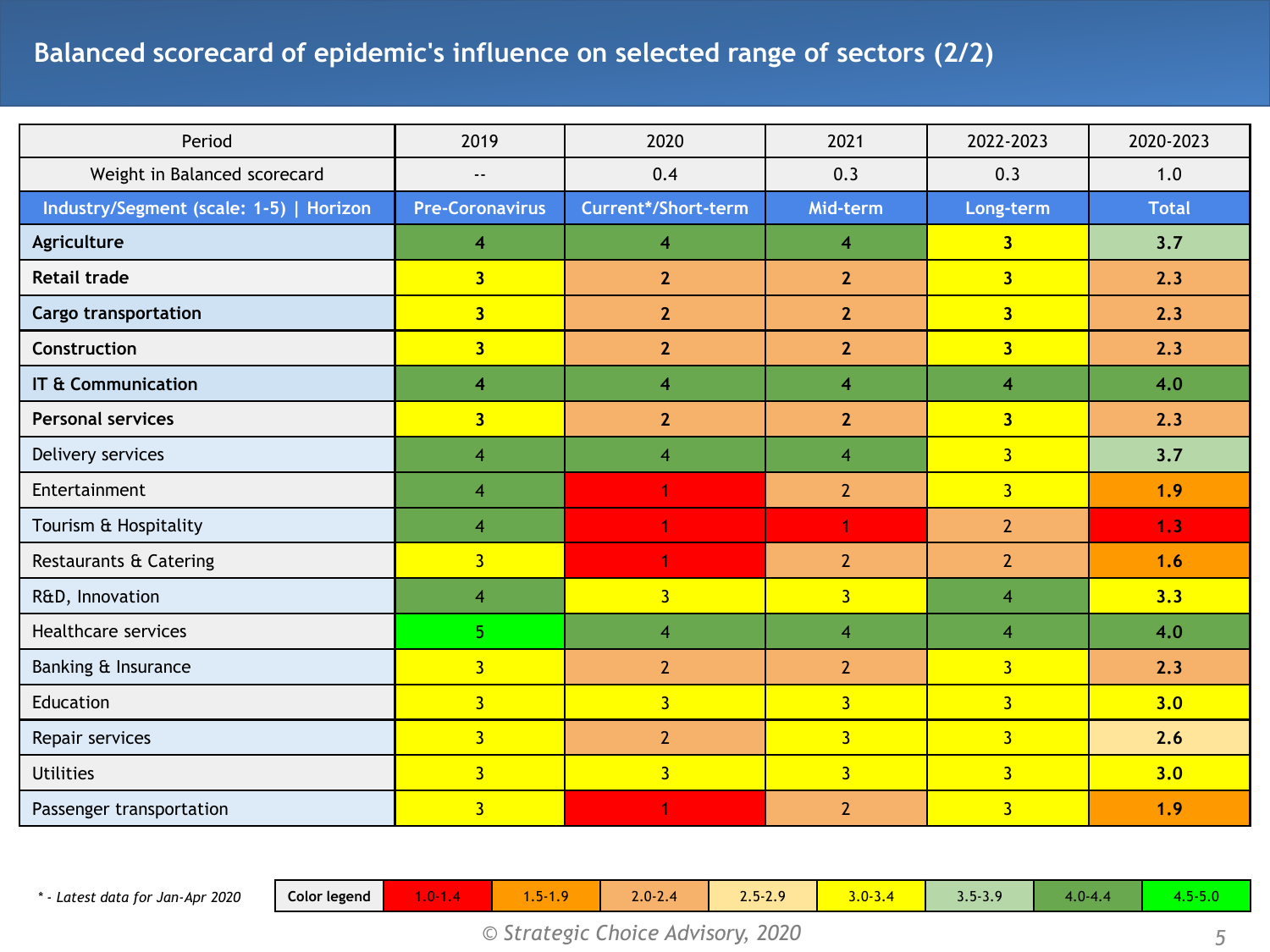# Balanced scorecard of epidemic's influence on selected range of sectors (2/2)

| Period | 2019 | 2020 | 2021 | 2022-2023 | 2020-2023 |
|---|---|---|---|---|---|
| Weight in Balanced scorecard | -- | 0.4 | 0.3 | 0.3 | 1.0 |
| **Industry/Segment (scale: 1-5) \| Horizon** | **Pre-Coronavirus** | **Current*/Short-term** | **Mid-term** | **Long-term** | **Total** |
| **Agriculture** | 4 | 4 | 4 | 3 | **3.7** |
| **Retail trade** | 3 | 2 | 2 | 3 | **2.3** |
| **Cargo transportation** | 3 | 2 | 2 | 3 | **2.3** |
| **Construction** | 3 | 2 | 2 | 3 | **2.3** |
| **IT & Communication** | 4 | 4 | 4 | 4 | **4.0** |
| **Personal services** | 3 | 2 | 2 | 3 | **2.3** |
| Delivery services | 4 | 4 | 4 | 3 | **3.7** |
| Entertainment | 4 | 1 | 2 | 3 | **1.9** |
| Tourism & Hospitality | 4 | 1 | 1 | 2 | **1.3** |
| Restaurants & Catering | 3 | 1 | 2 | 2 | **1.6** |
| R&D, Innovation | 4 | 3 | 3 | 4 | **3.3** |
| Healthcare services | 5 | 4 | 4 | 4 | **4.0** |
| Banking & Insurance | 3 | 2 | 2 | 3 | **2.3** |
| Education | 3 | 3 | 3 | 3 | **3.0** |
| Repair services | 3 | 2 | 3 | 3 | **2.6** |
| Utilities | 3 | 3 | 3 | 3 | **3.0** |
| Passenger transportation | 3 | 1 | 2 | 3 | **1.9** |

*\* - Latest data for Jan-Apr 2020*

| Color legend | 1.0-1.4 | 1.5-1.9 | 2.0-2.4 | 2.5-2.9 | 3.0-3.4 | 3.5-3.9 | 4.0-4.4 | 4.5-5.0 |
|---|---|---|---|---|---|---|---|---|

© *Strategic Choice Advisory, 2020*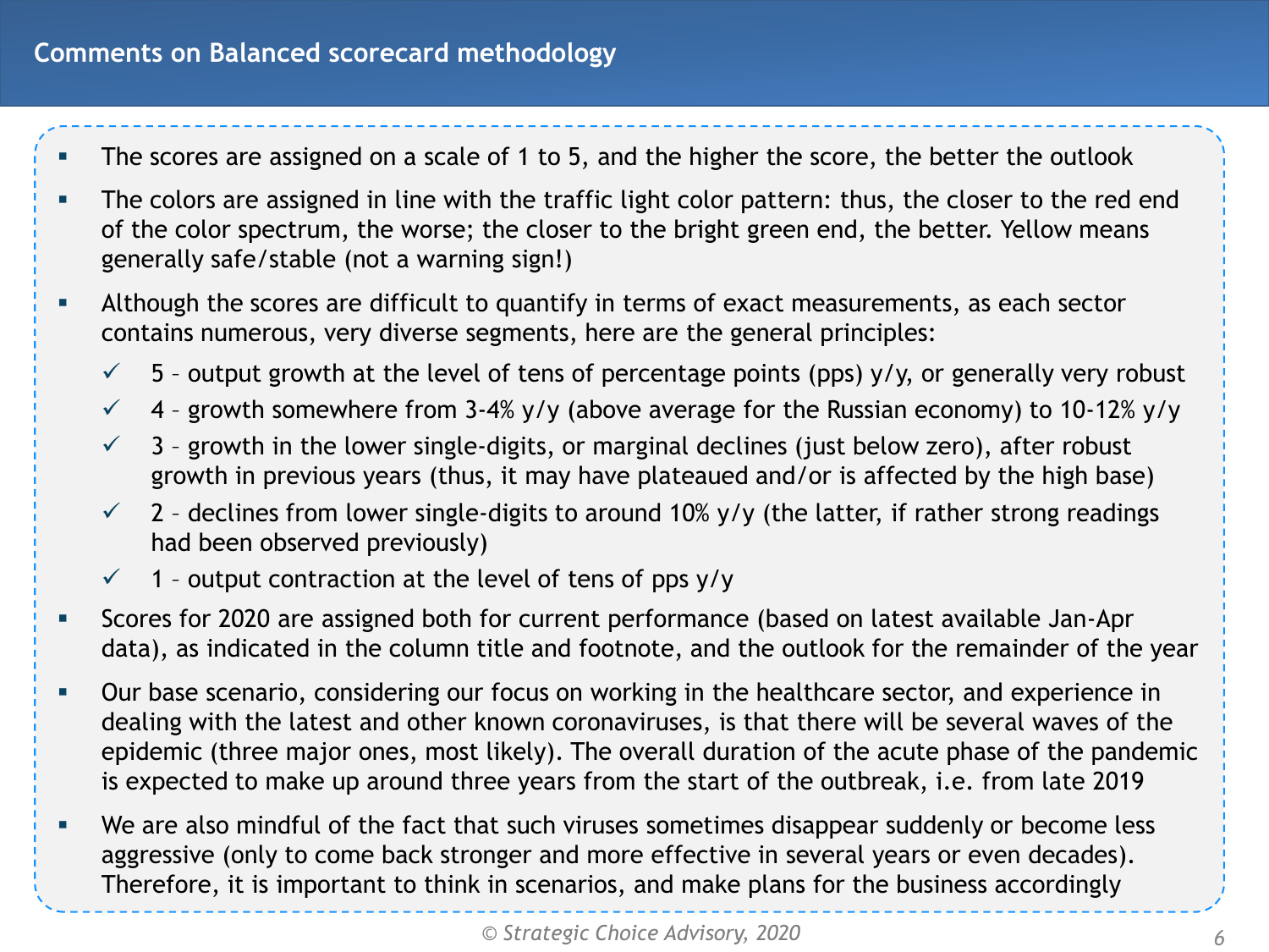# Comments on Balanced scorecard methodology

- The scores are assigned on a scale of 1 to 5, and the higher the score, the better the outlook
- The colors are assigned in line with the traffic light color pattern: thus, the closer to the red end of the color spectrum, the worse; the closer to the bright green end, the better. Yellow means generally safe/stable (not a warning sign!)
- Although the scores are difficult to quantify in terms of exact measurements, as each sector contains numerous, very diverse segments, here are the general principles:
  - ✓ 5 – output growth at the level of tens of percentage points (pps) y/y, or generally very robust
  - ✓ 4 – growth somewhere from 3-4% y/y (above average for the Russian economy) to 10-12% y/y
  - ✓ 3 – growth in the lower single-digits, or marginal declines (just below zero), after robust growth in previous years (thus, it may have plateaued and/or is affected by the high base)
  - ✓ 2 – declines from lower single-digits to around 10% y/y (the latter, if rather strong readings had been observed previously)
  - ✓ 1 – output contraction at the level of tens of pps y/y
- Scores for 2020 are assigned both for current performance (based on latest available Jan-Apr data), as indicated in the column title and footnote, and the outlook for the remainder of the year
- Our base scenario, considering our focus on working in the healthcare sector, and experience in dealing with the latest and other known coronaviruses, is that there will be several waves of the epidemic (three major ones, most likely). The overall duration of the acute phase of the pandemic is expected to make up around three years from the start of the outbreak, i.e. from late 2019
- We are also mindful of the fact that such viruses sometimes disappear suddenly or become less aggressive (only to come back stronger and more effective in several years or even decades). Therefore, it is important to think in scenarios, and make plans for the business accordingly

*© Strategic Choice Advisory, 2020*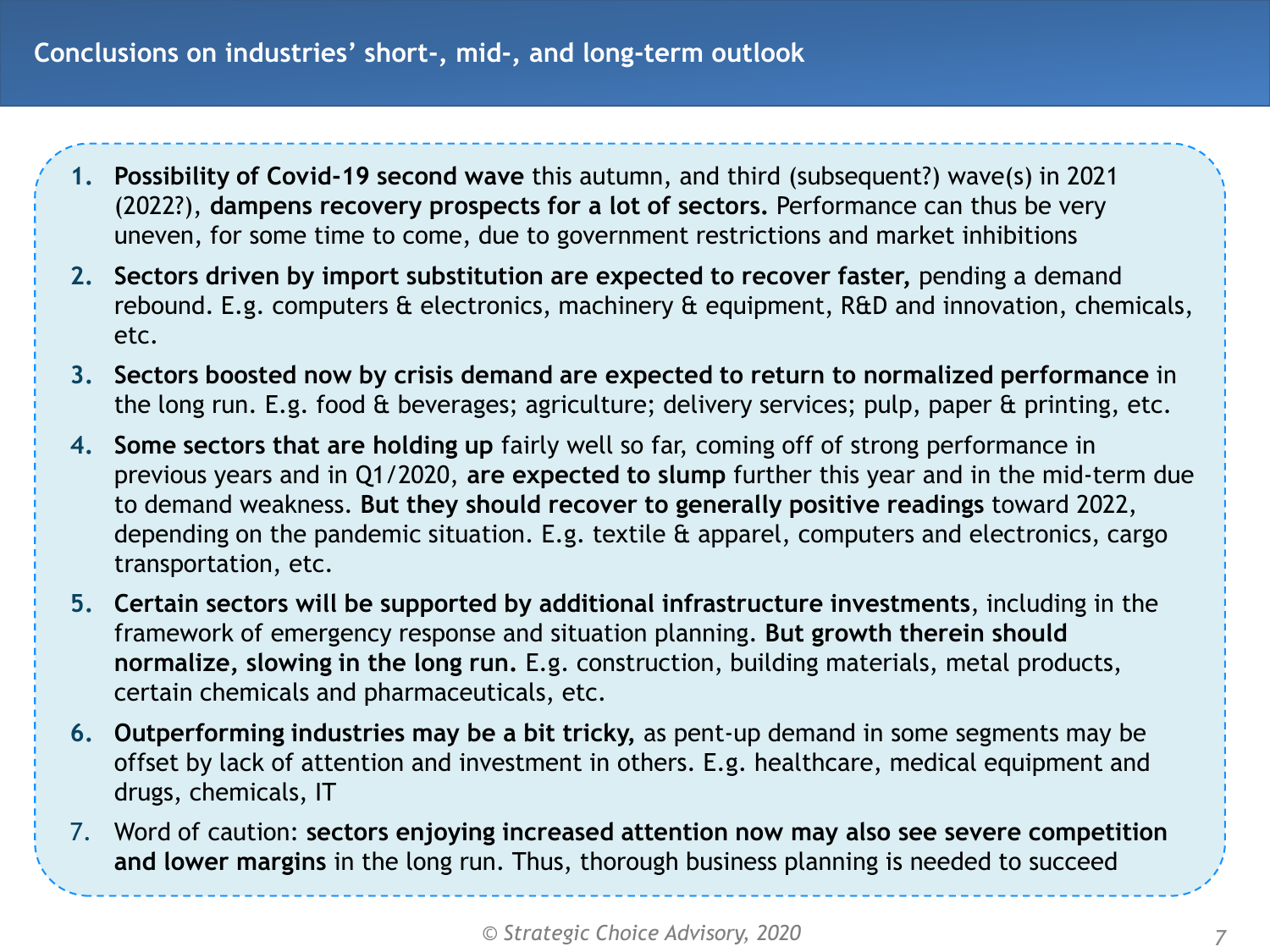## Conclusions on industries' short-, mid-, and long-term outlook

1. **Possibility of Covid-19 second wave** this autumn, and third (subsequent?) wave(s) in 2021 (2022?), **dampens recovery prospects for a lot of sectors.** Performance can thus be very uneven, for some time to come, due to government restrictions and market inhibitions
2. **Sectors driven by import substitution are expected to recover faster,** pending a demand rebound. E.g. computers & electronics, machinery & equipment, R&D and innovation, chemicals, etc.
3. **Sectors boosted now by crisis demand are expected to return to normalized performance** in the long run. E.g. food & beverages; agriculture; delivery services; pulp, paper & printing, etc.
4. **Some sectors that are holding up** fairly well so far, coming off of strong performance in previous years and in Q1/2020, **are expected to slump** further this year and in the mid-term due to demand weakness. **But they should recover to generally positive readings** toward 2022, depending on the pandemic situation. E.g. textile & apparel, computers and electronics, cargo transportation, etc.
5. **Certain sectors will be supported by additional infrastructure investments**, including in the framework of emergency response and situation planning. **But growth therein should normalize, slowing in the long run.** E.g. construction, building materials, metal products, certain chemicals and pharmaceuticals, etc.
6. **Outperforming industries may be a bit tricky,** as pent-up demand in some segments may be offset by lack of attention and investment in others. E.g. healthcare, medical equipment and drugs, chemicals, IT
7. Word of caution: **sectors enjoying increased attention now may also see severe competition and lower margins** in the long run. Thus, thorough business planning is needed to succeed

*© Strategic Choice Advisory, 2020*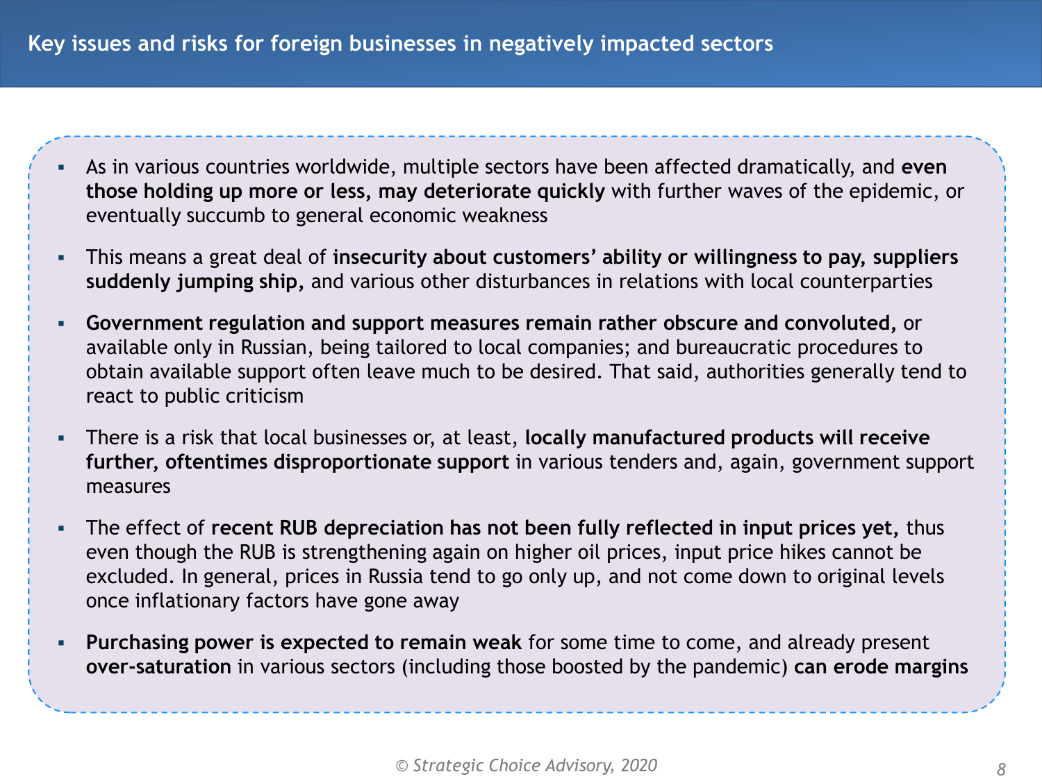## Key issues and risks for foreign businesses in negatively impacted sectors

- As in various countries worldwide, multiple sectors have been affected dramatically, and **even those holding up more or less, may deteriorate quickly** with further waves of the epidemic, or eventually succumb to general economic weakness
- This means a great deal of **insecurity about customers' ability or willingness to pay, suppliers suddenly jumping ship,** and various other disturbances in relations with local counterparties
- **Government regulation and support measures remain rather obscure and convoluted,** or available only in Russian, being tailored to local companies; and bureaucratic procedures to obtain available support often leave much to be desired. That said, authorities generally tend to react to public criticism
- There is a risk that local businesses or, at least, **locally manufactured products will receive further, oftentimes disproportionate support** in various tenders and, again, government support measures
- The effect of **recent RUB depreciation has not been fully reflected in input prices yet,** thus even though the RUB is strengthening again on higher oil prices, input price hikes cannot be excluded. In general, prices in Russia tend to go only up, and not come down to original levels once inflationary factors have gone away
- **Purchasing power is expected to remain weak** for some time to come, and already present **over-saturation** in various sectors (including those boosted by the pandemic) **can erode margins**

*© Strategic Choice Advisory, 2020*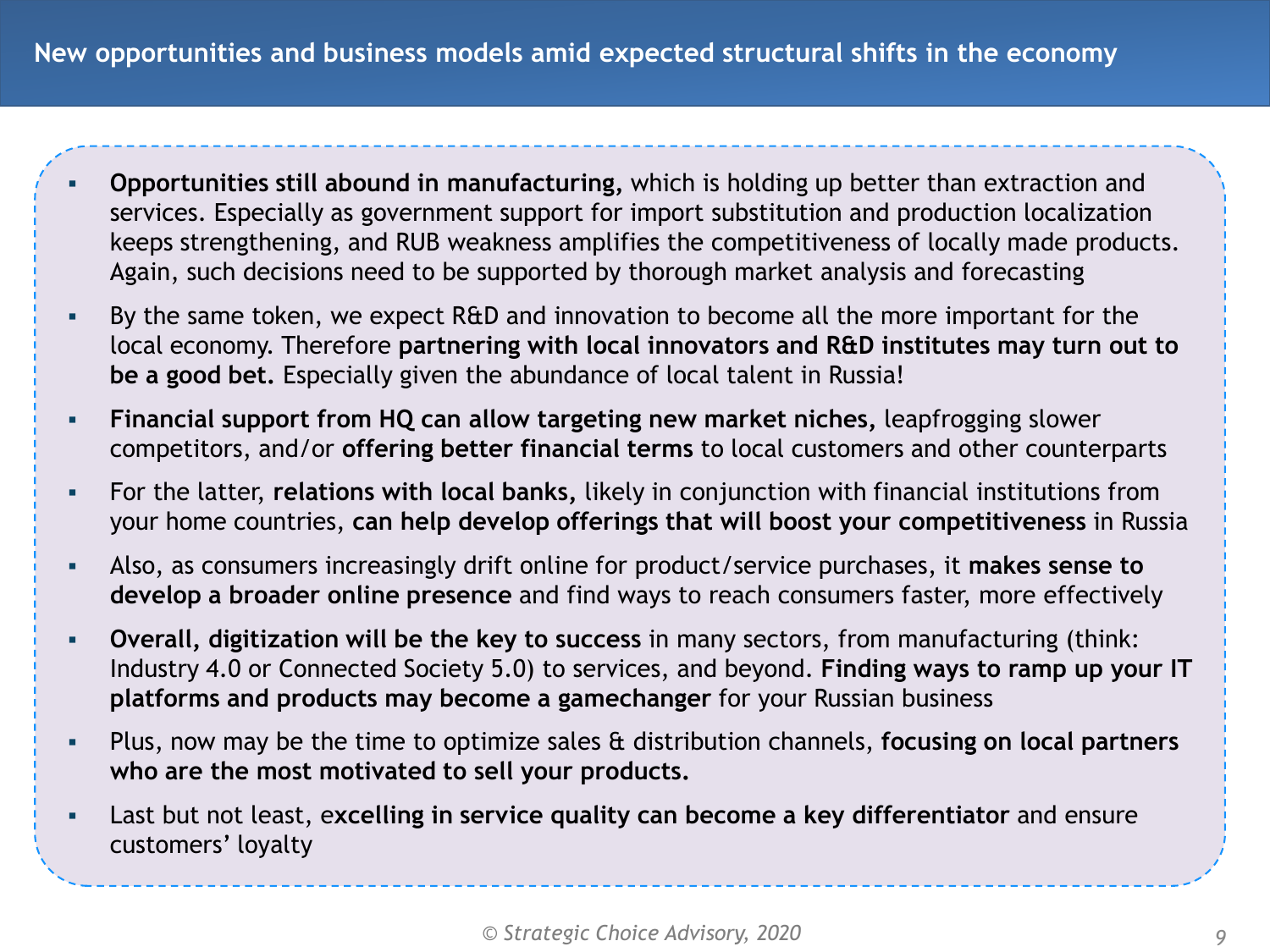## New opportunities and business models amid expected structural shifts in the economy

- **Opportunities still abound in manufacturing,** which is holding up better than extraction and services. Especially as government support for import substitution and production localization keeps strengthening, and RUB weakness amplifies the competitiveness of locally made products. Again, such decisions need to be supported by thorough market analysis and forecasting
- By the same token, we expect R&D and innovation to become all the more important for the local economy. Therefore **partnering with local innovators and R&D institutes may turn out to be a good bet.** Especially given the abundance of local talent in Russia!
- **Financial support from HQ can allow targeting new market niches,** leapfrogging slower competitors, and/or **offering better financial terms** to local customers and other counterparts
- For the latter, **relations with local banks,** likely in conjunction with financial institutions from your home countries, **can help develop offerings that will boost your competitiveness** in Russia
- Also, as consumers increasingly drift online for product/service purchases, it **makes sense to develop a broader online presence** and find ways to reach consumers faster, more effectively
- **Overall, digitization will be the key to success** in many sectors, from manufacturing (think: Industry 4.0 or Connected Society 5.0) to services, and beyond. **Finding ways to ramp up your IT platforms and products may become a gamechanger** for your Russian business
- Plus, now may be the time to optimize sales & distribution channels, **focusing on local partners who are the most motivated to sell your products.**
- Last but not least, e**xcelling in service quality can become a key differentiator** and ensure customers' loyalty

*© Strategic Choice Advisory, 2020*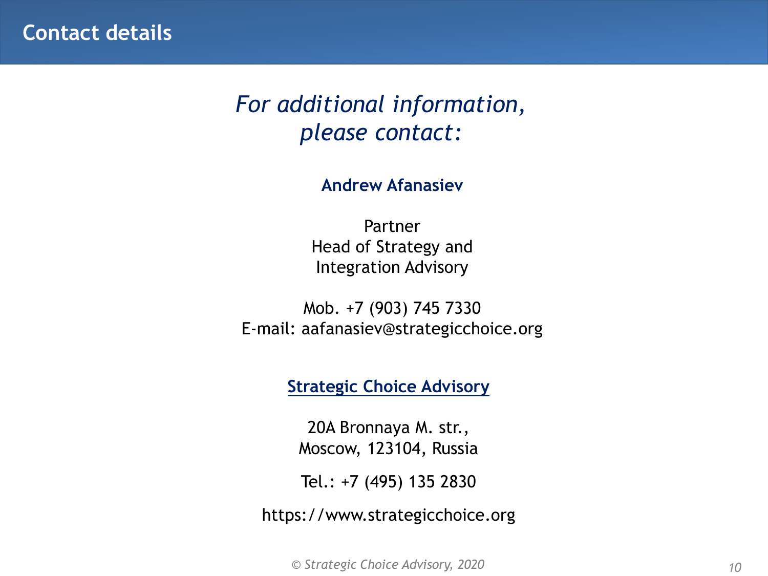# Contact details

*For additional information, please contact:*

**Andrew Afanasiev**

Partner
Head of Strategy and
Integration Advisory

Mob. +7 (903) 745 7330
E-mail: aafanasiev@strategicchoice.org

**Strategic Choice Advisory**

20A Bronnaya M. str.,
Moscow, 123104, Russia

Tel.: +7 (495) 135 2830

https://www.strategicchoice.org

*© Strategic Choice Advisory, 2020*